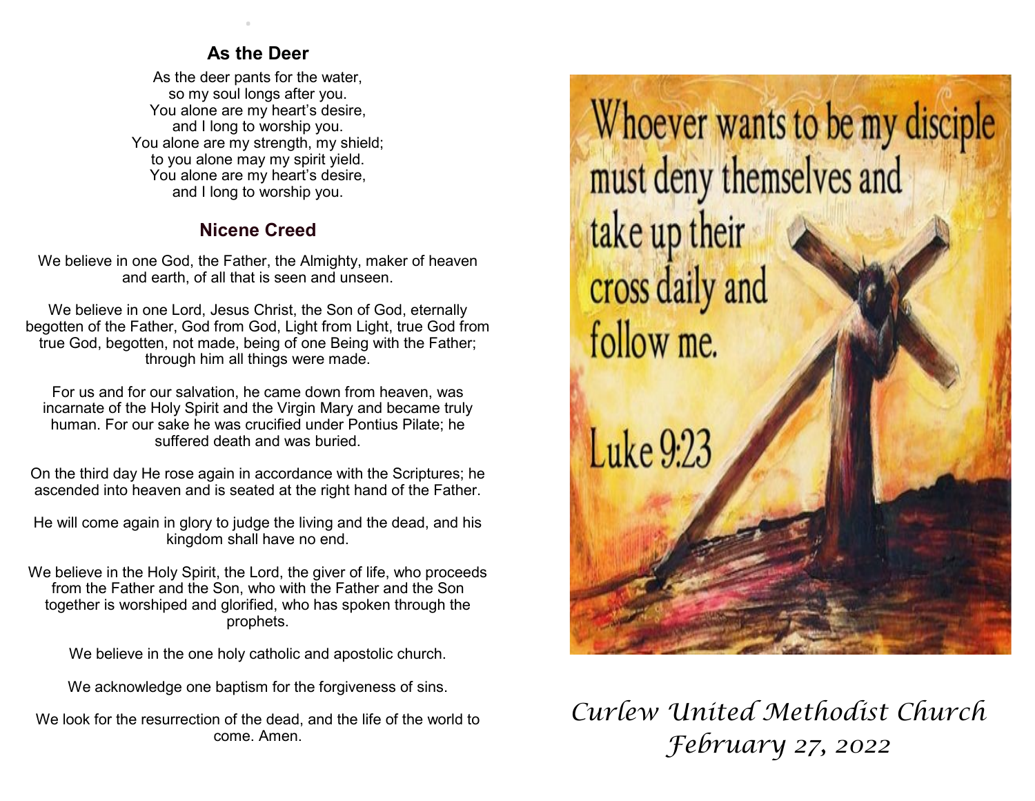## As the Deer

As the deer pants for the water,
so my soul longs after you.
You alone are my heart's desire,
and I long to worship you.
You alone are my strength, my shield;
to you alone may my spirit yield.
You alone are my heart's desire,
and I long to worship you.

## Nicene Creed

We believe in one God, the Father, the Almighty, maker of heaven and earth, of all that is seen and unseen.

We believe in one Lord, Jesus Christ, the Son of God, eternally begotten of the Father, God from God, Light from Light, true God from true God, begotten, not made, being of one Being with the Father; through him all things were made.

For us and for our salvation, he came down from heaven, was incarnate of the Holy Spirit and the Virgin Mary and became truly human. For our sake he was crucified under Pontius Pilate; he suffered death and was buried.

On the third day He rose again in accordance with the Scriptures; he ascended into heaven and is seated at the right hand of the Father.

He will come again in glory to judge the living and the dead, and his kingdom shall have no end.

We believe in the Holy Spirit, the Lord, the giver of life, who proceeds from the Father and the Son, who with the Father and the Son together is worshiped and glorified, who has spoken through the prophets.

We believe in the one holy catholic and apostolic church.

We acknowledge one baptism for the forgiveness of sins.

We look for the resurrection of the dead, and the life of the world to come. Amen.

Whoever wants to be my disciple must deny themselves and take up their cross daily and follow me.

Luke 9:23

*Curlew United Methodist Church*
*February 27, 2022*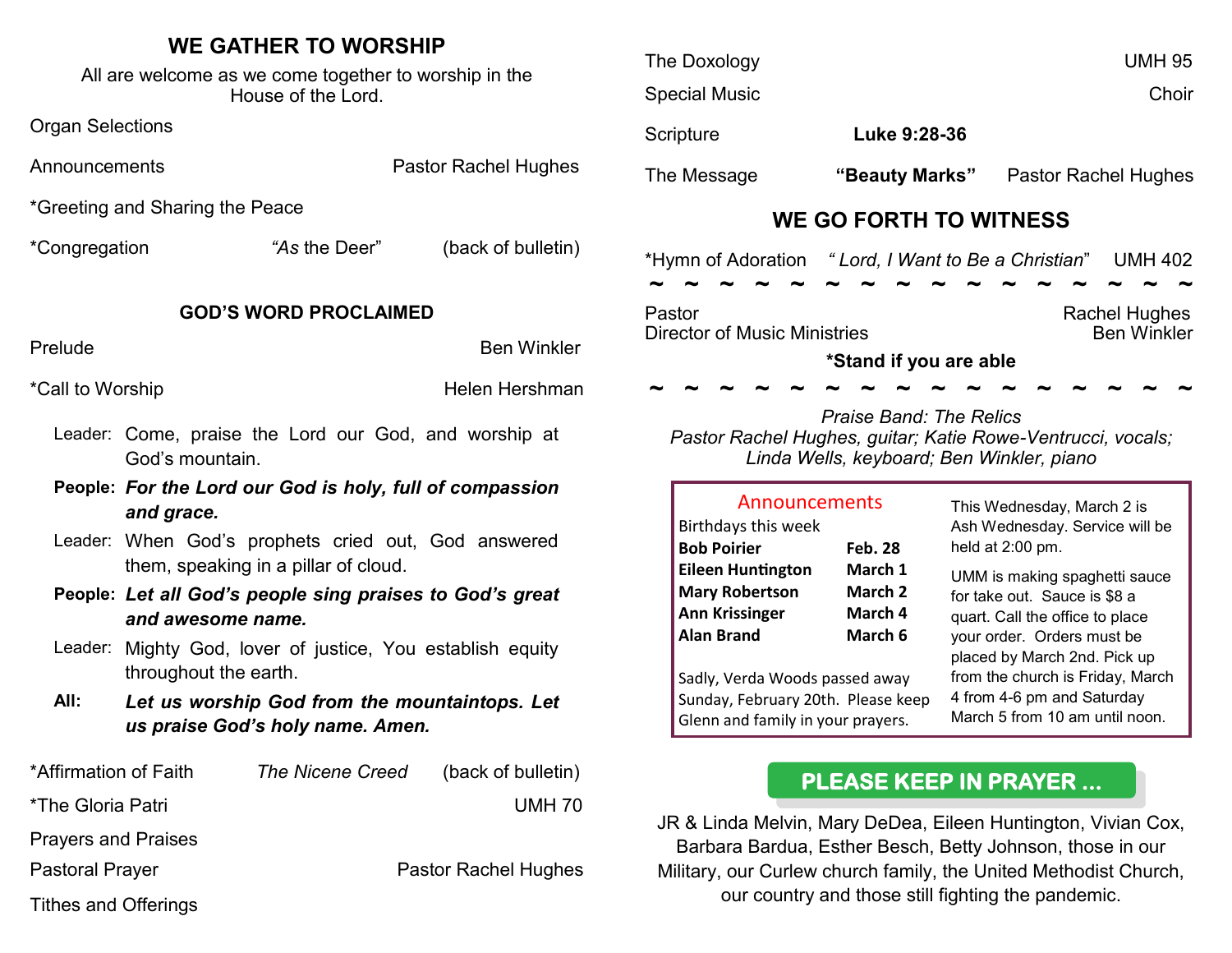## WE GATHER TO WORSHIP

All are welcome as we come together to worship in the House of the Lord.

Organ Selections

Announcements — Pastor Rachel Hughes

*Greeting and Sharing the Peace

*Congregation — *"As the Deer"* — (back of bulletin)

### GOD'S WORD PROCLAIMED

Prelude — Ben Winkler

*Call to Worship — Helen Hershman

Leader: Come, praise the Lord our God, and worship at God's mountain.

**People:** ***For the Lord our God is holy, full of compassion and grace.***

Leader: When God's prophets cried out, God answered them, speaking in a pillar of cloud.

**People:** ***Let all God's people sing praises to God's great and awesome name.***

Leader: Mighty God, lover of justice, You establish equity throughout the earth.

**All:** ***Let us worship God from the mountaintops. Let us praise God's holy name. Amen.***

*Affirmation of Faith — *The Nicene Creed* — (back of bulletin)

*The Gloria Patri — UMH 70

Prayers and Praises

Pastoral Prayer — Pastor Rachel Hughes

Tithes and Offerings

The Doxology — UMH 95

Special Music — Choir

Scripture — **Luke 9:28-36**

The Message — **"Beauty Marks"** — Pastor Rachel Hughes

## WE GO FORTH TO WITNESS

*Hymn of Adoration — *"Lord, I Want to Be a Christian"* — UMH 402

~ ~ ~ ~ ~ ~ ~ ~ ~ ~ ~ ~ ~ ~ ~ ~

Pastor — Rachel Hughes
Director of Music Ministries — Ben Winkler

**\*Stand if you are able**

~ ~ ~ ~ ~ ~ ~ ~ ~ ~ ~ ~ ~ ~ ~ ~

*Praise Band: The Relics*
*Pastor Rachel Hughes, guitar; Katie Rowe-Ventrucci, vocals; Linda Wells, keyboard; Ben Winkler, piano*

### Announcements

Birthdays this week

| | |
|---|---|
| **Bob Poirier** | **Feb. 28** |
| **Eileen Huntington** | **March 1** |
| **Mary Robertson** | **March 2** |
| **Ann Krissinger** | **March 4** |
| **Alan Brand** | **March 6** |

Sadly, Verda Woods passed away Sunday, February 20th. Please keep Glenn and family in your prayers.

This Wednesday, March 2 is Ash Wednesday. Service will be held at 2:00 pm.

UMM is making spaghetti sauce for take out. Sauce is $8 a quart. Call the office to place your order. Orders must be placed by March 2nd. Pick up from the church is Friday, March 4 from 4-6 pm and Saturday March 5 from 10 am until noon.

### PLEASE KEEP IN PRAYER ...

JR & Linda Melvin, Mary DeDea, Eileen Huntington, Vivian Cox, Barbara Bardua, Esther Besch, Betty Johnson, those in our Military, our Curlew church family, the United Methodist Church, our country and those still fighting the pandemic.